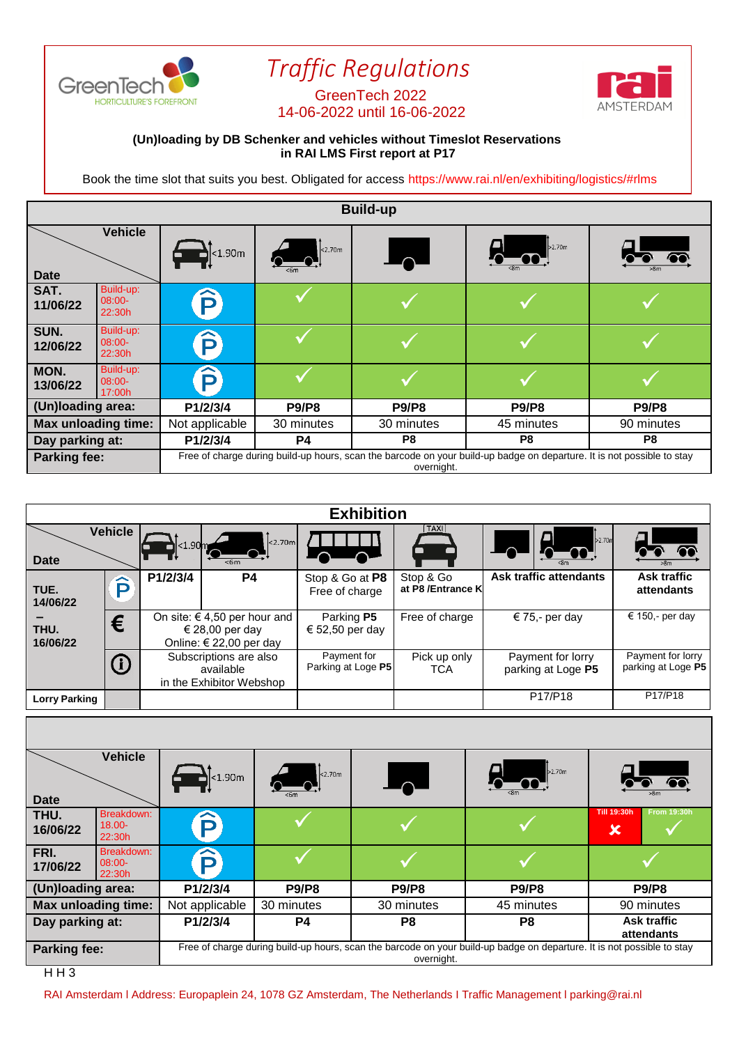# Traffic Regulations

GreenTech 2022
14-06-2022 until 16-06-2022

**(Un)loading by DB Schenker and vehicles without Timeslot Reservations in RAI LMS First report at P17**

Book the time slot that suits you best. Obligated for access https://www.rai.nl/en/exhibiting/logistics/#rlms

## Build-up

| Date | | Vehicle: car <1.90m | Van <2.70m, <6m | Car with trailer | Truck >2.70m, <8m | Lorry >8m |
|---|---|---|---|---|---|---|
| SAT. 11/06/22 | Build-up: 08:00-22:30h | P | ✓ | ✓ | ✓ | ✓ |
| SUN. 12/06/22 | Build-up: 08:00-22:30h | P | ✓ | ✓ | ✓ | ✓ |
| MON. 13/06/22 | Build-up: 08:00-17:00h | P | ✓ | ✓ | ✓ | ✓ |
| **(Un)loading area:** | | **P1/2/3/4** | **P9/P8** | **P9/P8** | **P9/P8** | **P9/P8** |
| **Max unloading time:** | | Not applicable | 30 minutes | 30 minutes | 45 minutes | 90 minutes |
| **Day parking at:** | | **P1/2/3/4** | **P4** | **P8** | **P8** | **P8** |
| **Parking fee:** | | Free of charge during build-up hours, scan the barcode on your build-up badge on departure. It is not possible to stay overnight. | | | | |

## Exhibition

| Date | | Vehicle: car <1.90m | Van <2.70m, <6m | Bus | Taxi | Car with trailer / Truck >2.70m, <8m | Lorry >8m |
|---|---|---|---|---|---|---|---|
| TUE. 14/06/22 – THU. 16/06/22 | P | **P1/2/3/4** | **P4** | Stop & Go at **P8** Free of charge | Stop & Go **at P8 /Entrance K** | **Ask traffic attendants** | **Ask traffic attendants** |
| | € | On site: € 4,50 per hour and € 28,00 per day Online: € 22,00 per day | | Parking **P5** € 52,50 per day | Free of charge | € 75,- per day | € 150,- per day |
| | ⓘ | Subscriptions are also available in the Exhibitor Webshop | | Payment for Parking at Loge **P5** | Pick up only TCA | Payment for lorry parking at Loge **P5** | Payment for lorry parking at Loge **P5** |
| **Lorry Parking** | | | | | | P17/P18 | P17/P18 |

## Breakdown

| Date | | Vehicle: car <1.90m | Van <2.70m, <6m | Car with trailer | Truck >2.70m, <8m | Lorry >8m | |
|---|---|---|---|---|---|---|---|
| THU. 16/06/22 | Breakdown: 18.00-22:30h | P | ✓ | ✓ | ✓ | Till 19:30h ✗ | From 19:30h ✓ |
| FRI. 17/06/22 | Breakdown: 08:00-22:30h | P | ✓ | ✓ | ✓ | ✓ | |
| **(Un)loading area:** | | **P1/2/3/4** | **P9/P8** | **P9/P8** | **P9/P8** | **P9/P8** | |
| **Max unloading time:** | | Not applicable | 30 minutes | 30 minutes | 45 minutes | 90 minutes | |
| **Day parking at:** | | **P1/2/3/4** | **P4** | **P8** | **P8** | **Ask traffic attendants** | |
| **Parking fee:** | | Free of charge during build-up hours, scan the barcode on your build-up badge on departure. It is not possible to stay overnight. | | | | | |

H H 3

RAI Amsterdam l Address: Europaplein 24, 1078 GZ Amsterdam, The Netherlands l Traffic Management l parking@rai.nl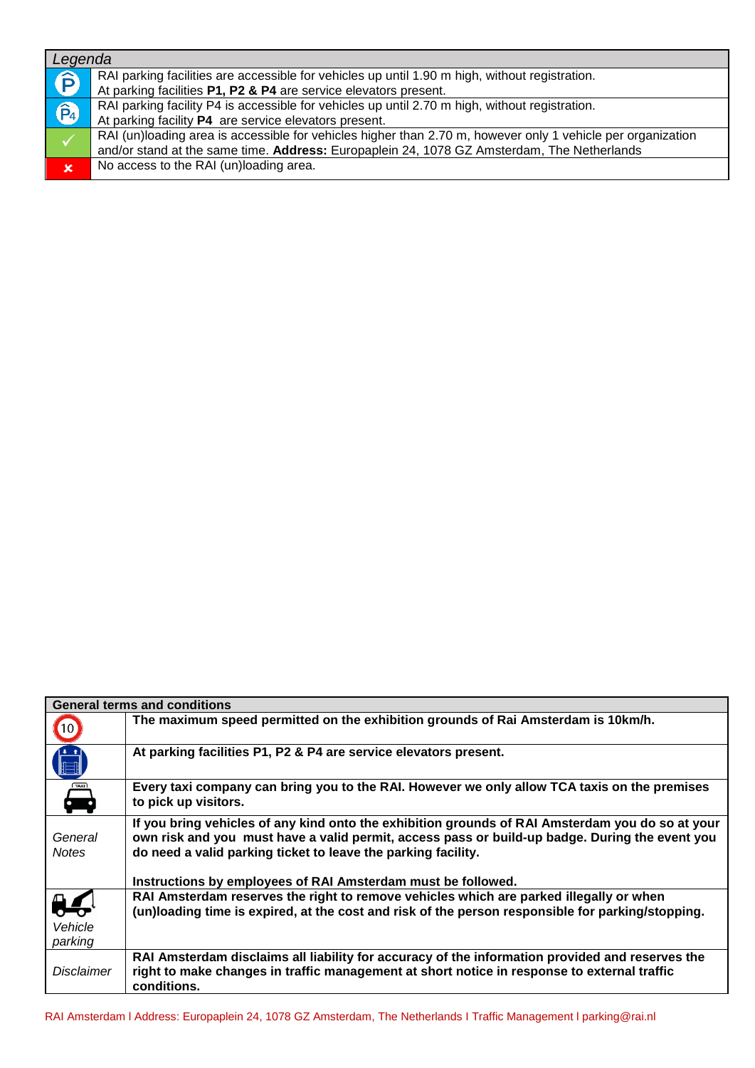| *Legenda* | |
|---|---|
| P | RAI parking facilities are accessible for vehicles up until 1.90 m high, without registration. At parking facilities **P1, P2 & P4** are service elevators present. |
| P4 | RAI parking facility P4 is accessible for vehicles up until 2.70 m high, without registration. At parking facility **P4** are service elevators present. |
| ✓ | RAI (un)loading area is accessible for vehicles higher than 2.70 m, however only 1 vehicle per organization and/or stand at the same time. **Address:** Europaplein 24, 1078 GZ Amsterdam, The Netherlands |
| ✗ | No access to the RAI (un)loading area. |

| **General terms and conditions** | |
|---|---|
| 10 | **The maximum speed permitted on the exhibition grounds of Rai Amsterdam is 10km/h.** |
| | **At parking facilities P1, P2 & P4 are service elevators present.** |
| TAXI | **Every taxi company can bring you to the RAI. However we only allow TCA taxis on the premises to pick up visitors.** |
| *General Notes* | **If you bring vehicles of any kind onto the exhibition grounds of RAI Amsterdam you do so at your own risk and you must have a valid permit, access pass or build-up badge. During the event you do need a valid parking ticket to leave the parking facility.**<br><br>**Instructions by employees of RAI Amsterdam must be followed.** |
| *Vehicle parking* | **RAI Amsterdam reserves the right to remove vehicles which are parked illegally or when (un)loading time is expired, at the cost and risk of the person responsible for parking/stopping.** |
| *Disclaimer* | **RAI Amsterdam disclaims all liability for accuracy of the information provided and reserves the right to make changes in traffic management at short notice in response to external traffic conditions.** |

RAI Amsterdam I Address: Europaplein 24, 1078 GZ Amsterdam, The Netherlands I Traffic Management I parking@rai.nl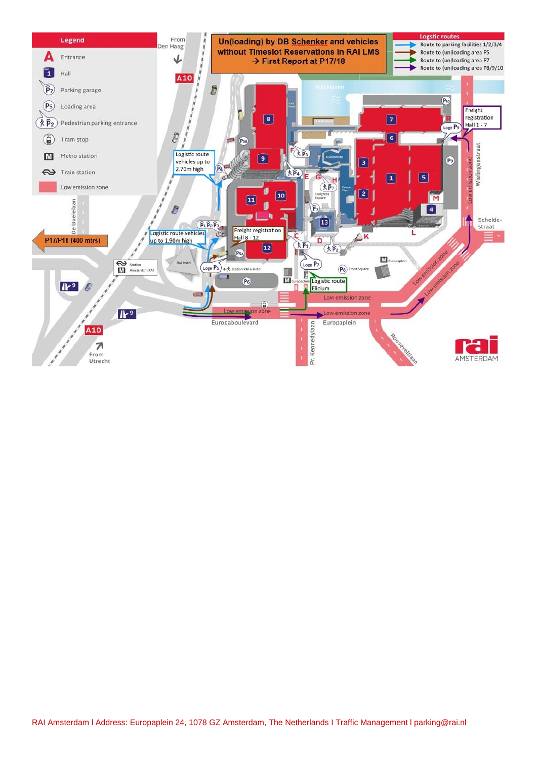Legend

A Entrance

1 Hall

P7 Parking garage

P5 Loading area

P2 Pedestrian parking entrance

Tram stop

M Metro station

Train station

Low emission zone

From Den Haag

A10

**Un(loading) by DB Schenker and vehicles without Timeslot Reservations in RAI LMS → First Report at P17/18**

Logstic routes

Route to parking facilities 1/2/3/4

Route to (un)loading area P5

Route to (un)loading area P7

Route to (un)loading area P8/9/10

RAI Haven

Freight registration Hall 1 - 7

Loge P9

Logistic route vehicles up to 2.70m high

Logistic route vehicles up to 1.90m high

Freight registration Hall 8 - 12

P17/P18 (400 mtrs)

Loge P5

Loge P7

Logistic route Elicium

Low emission zone

Europaboulevard

Europaplein

Pr. Kennedylaan

Rooseveltlaan

Scheldestraat

Wielingenstraat

De Boelelaan

Station Amsterdam RAI

RAI Hotel

Station RAI & Hotel

Front Square

Europaplein

Auditorium

Congress square

Elicium

A10

From Utrecht

rai AMSTERDAM

RAI Amsterdam I Address: Europaplein 24, 1078 GZ Amsterdam, The Netherlands I Traffic Management I parking@rai.nl